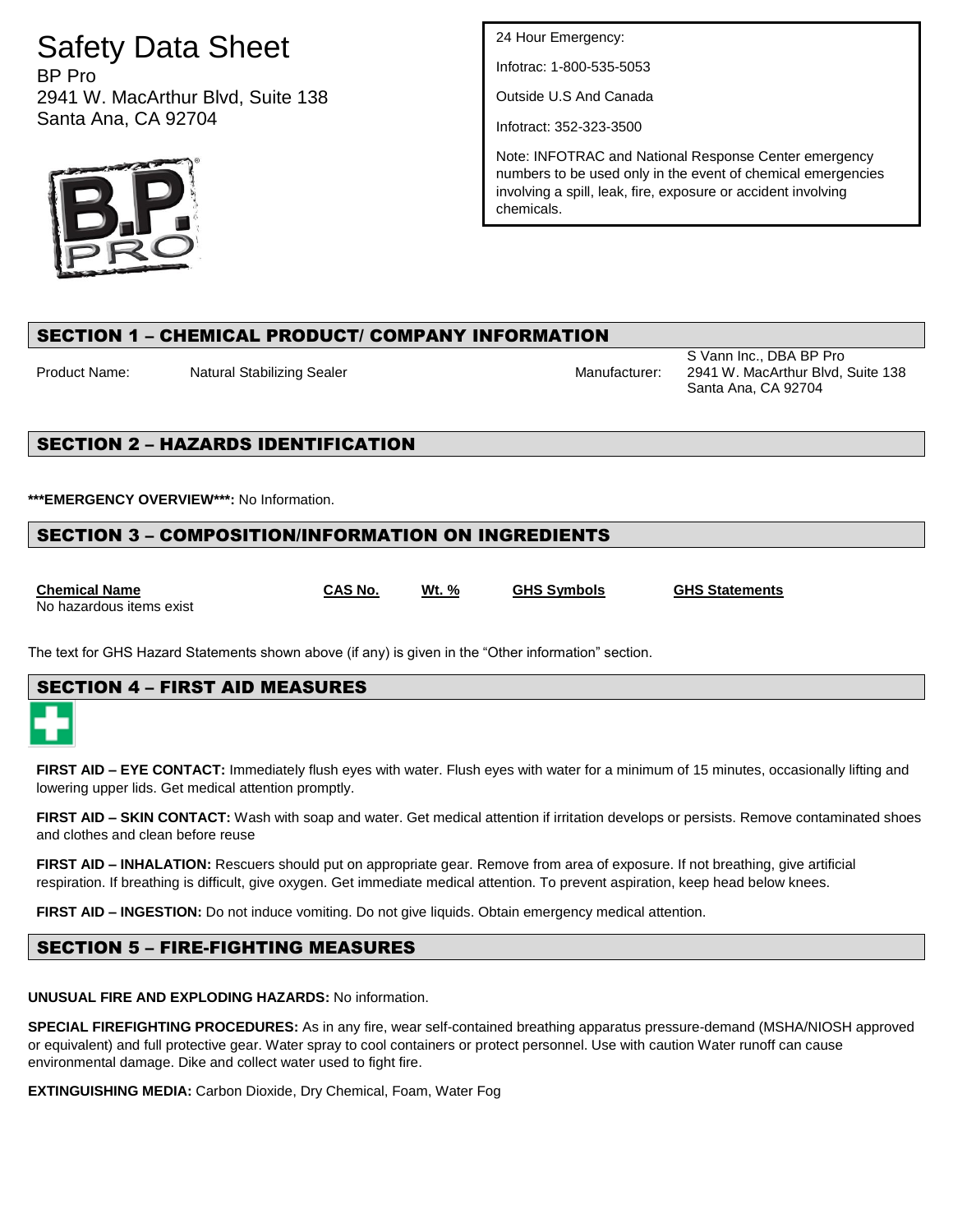# Safety Data Sheet

BP Pro
2941 W. MacArthur Blvd, Suite 138
Santa Ana, CA 92704

24 Hour Emergency:

Infotrac: 1-800-535-5053

Outside U.S And Canada

Infotract: 352-323-3500

Note: INFOTRAC and National Response Center emergency numbers to be used only in the event of chemical emergencies involving a spill, leak, fire, exposure or accident involving chemicals.

## SECTION 1 – CHEMICAL PRODUCT/ COMPANY INFORMATION

Product Name: Natural Stabilizing Sealer

Manufacturer: S Vann Inc., DBA BP Pro
2941 W. MacArthur Blvd, Suite 138
Santa Ana, CA 92704

## SECTION 2 – HAZARDS IDENTIFICATION

**\*\*\*EMERGENCY OVERVIEW\*\*\*:** No Information.

## SECTION 3 – COMPOSITION/INFORMATION ON INGREDIENTS

| Chemical Name | CAS No. | Wt. % | GHS Symbols | GHS Statements |
|---|---|---|---|---|
| No hazardous items exist | | | | |

The text for GHS Hazard Statements shown above (if any) is given in the “Other information” section.

## SECTION 4 – FIRST AID MEASURES

**FIRST AID – EYE CONTACT:** Immediately flush eyes with water. Flush eyes with water for a minimum of 15 minutes, occasionally lifting and lowering upper lids. Get medical attention promptly.

**FIRST AID – SKIN CONTACT:** Wash with soap and water. Get medical attention if irritation develops or persists. Remove contaminated shoes and clothes and clean before reuse

**FIRST AID – INHALATION:** Rescuers should put on appropriate gear. Remove from area of exposure. If not breathing, give artificial respiration. If breathing is difficult, give oxygen. Get immediate medical attention. To prevent aspiration, keep head below knees.

**FIRST AID – INGESTION:** Do not induce vomiting. Do not give liquids. Obtain emergency medical attention.

## SECTION 5 – FIRE-FIGHTING MEASURES

**UNUSUAL FIRE AND EXPLODING HAZARDS:** No information.

**SPECIAL FIREFIGHTING PROCEDURES:** As in any fire, wear self-contained breathing apparatus pressure-demand (MSHA/NIOSH approved or equivalent) and full protective gear. Water spray to cool containers or protect personnel. Use with caution Water runoff can cause environmental damage. Dike and collect water used to fight fire.

**EXTINGUISHING MEDIA:** Carbon Dioxide, Dry Chemical, Foam, Water Fog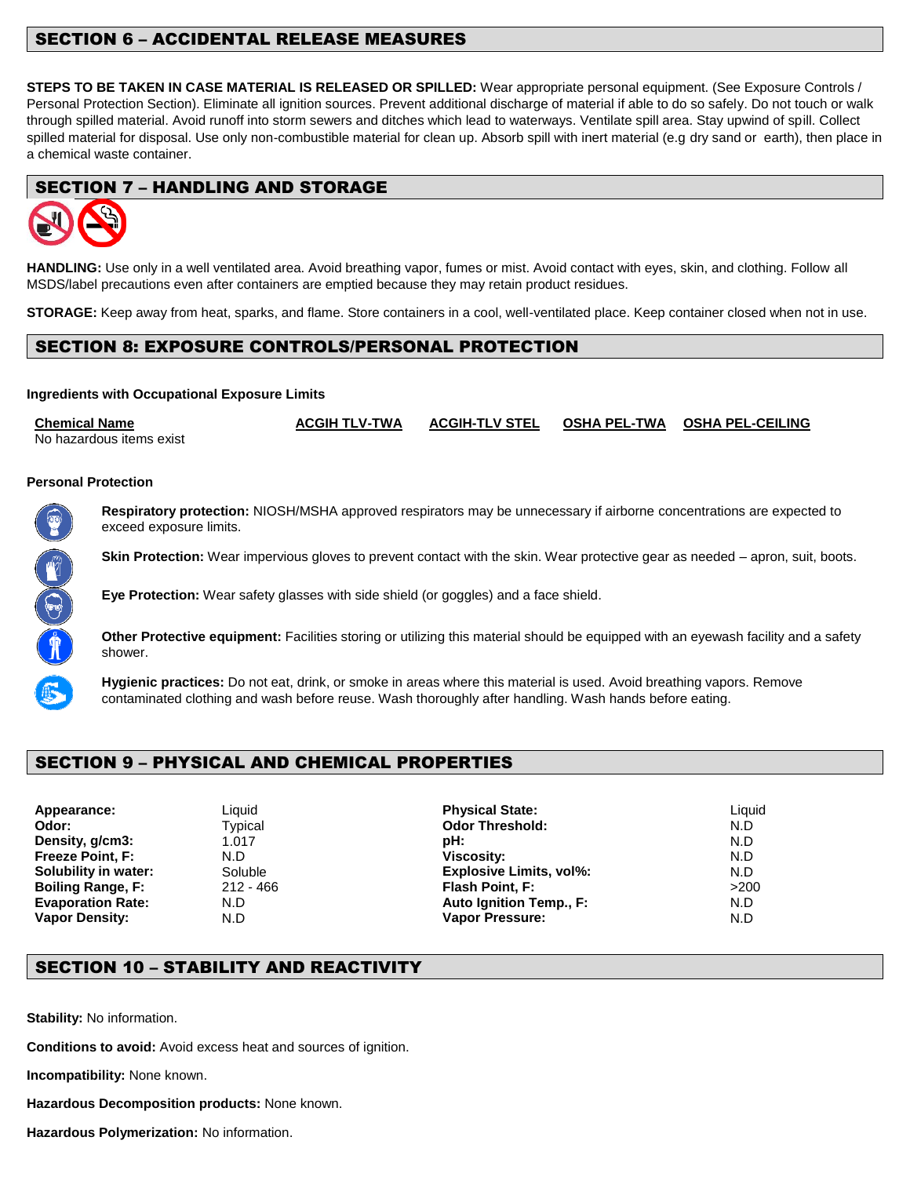## SECTION 6 – ACCIDENTAL RELEASE MEASURES

**STEPS TO BE TAKEN IN CASE MATERIAL IS RELEASED OR SPILLED:** Wear appropriate personal equipment. (See Exposure Controls / Personal Protection Section). Eliminate all ignition sources. Prevent additional discharge of material if able to do so safely. Do not touch or walk through spilled material. Avoid runoff into storm sewers and ditches which lead to waterways. Ventilate spill area. Stay upwind of spill. Collect spilled material for disposal. Use only non-combustible material for clean up. Absorb spill with inert material (e.g dry sand or earth), then place in a chemical waste container.

## SECTION 7 – HANDLING AND STORAGE

**HANDLING:** Use only in a well ventilated area. Avoid breathing vapor, fumes or mist. Avoid contact with eyes, skin, and clothing. Follow all MSDS/label precautions even after containers are emptied because they may retain product residues.

**STORAGE:** Keep away from heat, sparks, and flame. Store containers in a cool, well-ventilated place. Keep container closed when not in use.

## SECTION 8: EXPOSURE CONTROLS/PERSONAL PROTECTION

**Ingredients with Occupational Exposure Limits**

| Chemical Name | ACGIH TLV-TWA | ACGIH-TLV STEL | OSHA PEL-TWA | OSHA PEL-CEILING |
|---|---|---|---|---|
| No hazardous items exist | | | | |

**Personal Protection**

**Respiratory protection:** NIOSH/MSHA approved respirators may be unnecessary if airborne concentrations are expected to exceed exposure limits.

**Skin Protection:** Wear impervious gloves to prevent contact with the skin. Wear protective gear as needed – apron, suit, boots.

**Eye Protection:** Wear safety glasses with side shield (or goggles) and a face shield.

**Other Protective equipment:** Facilities storing or utilizing this material should be equipped with an eyewash facility and a safety shower.

**Hygienic practices:** Do not eat, drink, or smoke in areas where this material is used. Avoid breathing vapors. Remove contaminated clothing and wash before reuse. Wash thoroughly after handling. Wash hands before eating.

## SECTION 9 – PHYSICAL AND CHEMICAL PROPERTIES

| | | | |
|---|---|---|---|
| **Appearance:** | Liquid | **Physical State:** | Liquid |
| **Odor:** | Typical | **Odor Threshold:** | N.D |
| **Density, g/cm3:** | 1.017 | **pH:** | N.D |
| **Freeze Point, F:** | N.D | **Viscosity:** | N.D |
| **Solubility in water:** | Soluble | **Explosive Limits, vol%:** | N.D |
| **Boiling Range, F:** | 212 - 466 | **Flash Point, F:** | >200 |
| **Evaporation Rate:** | N.D | **Auto Ignition Temp., F:** | N.D |
| **Vapor Density:** | N.D | **Vapor Pressure:** | N.D |

## SECTION 10 – STABILITY AND REACTIVITY

**Stability:** No information.

**Conditions to avoid:** Avoid excess heat and sources of ignition.

**Incompatibility:** None known.

**Hazardous Decomposition products:** None known.

**Hazardous Polymerization:** No information.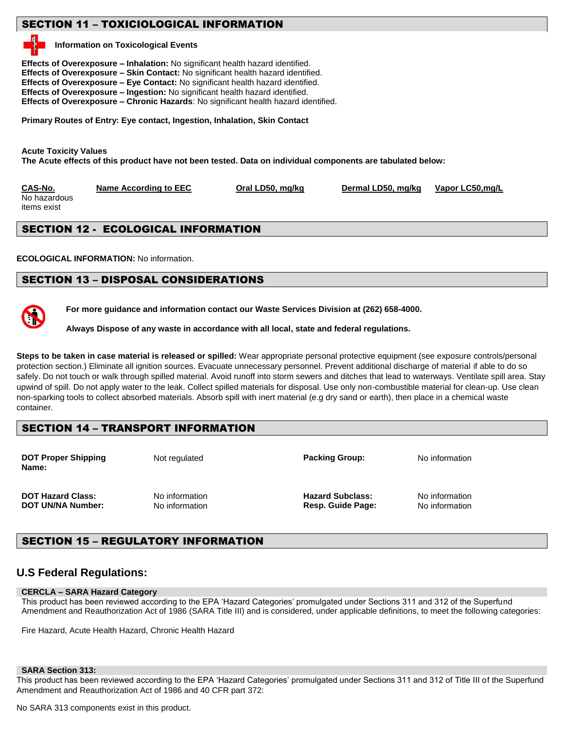## SECTION 11 – TOXICIOLOGICAL INFORMATION

**Information on Toxicological Events**

**Effects of Overexposure – Inhalation:** No significant health hazard identified.
**Effects of Overexposure – Skin Contact:** No significant health hazard identified.
**Effects of Overexposure – Eye Contact:** No significant health hazard identified.
**Effects of Overexposure – Ingestion:** No significant health hazard identified.
**Effects of Overexposure – Chronic Hazards**: No significant health hazard identified.

**Primary Routes of Entry: Eye contact, Ingestion, Inhalation, Skin Contact**

**Acute Toxicity Values**
**The Acute effects of this product have not been tested. Data on individual components are tabulated below:**

| CAS-No. | Name According to EEC | Oral LD50, mg/kg | Dermal LD50, mg/kg | Vapor LC50,mg/L |
|---|---|---|---|---|
| No hazardous items exist | | | | |

## SECTION 12 - ECOLOGICAL INFORMATION

**ECOLOGICAL INFORMATION:** No information.

## SECTION 13 – DISPOSAL CONSIDERATIONS

**For more guidance and information contact our Waste Services Division at (262) 658-4000.**

**Always Dispose of any waste in accordance with all local, state and federal regulations.**

**Steps to be taken in case material is released or spilled:** Wear appropriate personal protective equipment (see exposure controls/personal protection section.) Eliminate all ignition sources. Evacuate unnecessary personnel. Prevent additional discharge of material if able to do so safely. Do not touch or walk through spilled material. Avoid runoff into storm sewers and ditches that lead to waterways. Ventilate spill area. Stay upwind of spill. Do not apply water to the leak. Collect spilled materials for disposal. Use only non-combustible material for clean-up. Use clean non-sparking tools to collect absorbed materials. Absorb spill with inert material (e.g dry sand or earth), then place in a chemical waste container.

## SECTION 14 – TRANSPORT INFORMATION

| | | | |
|---|---|---|---|
| **DOT Proper Shipping Name:** | Not regulated | **Packing Group:** | No information |
| **DOT Hazard Class:** | No information | **Hazard Subclass:** | No information |
| **DOT UN/NA Number:** | No information | **Resp. Guide Page:** | No information |

## SECTION 15 – REGULATORY INFORMATION

## U.S Federal Regulations:

**CERCLA – SARA Hazard Category**

This product has been reviewed according to the EPA 'Hazard Categories' promulgated under Sections 311 and 312 of the Superfund Amendment and Reauthorization Act of 1986 (SARA Title III) and is considered, under applicable definitions, to meet the following categories:

Fire Hazard, Acute Health Hazard, Chronic Health Hazard

**SARA Section 313:**

This product has been reviewed according to the EPA 'Hazard Categories' promulgated under Sections 311 and 312 of Title III of the Superfund Amendment and Reauthorization Act of 1986 and 40 CFR part 372:

No SARA 313 components exist in this product.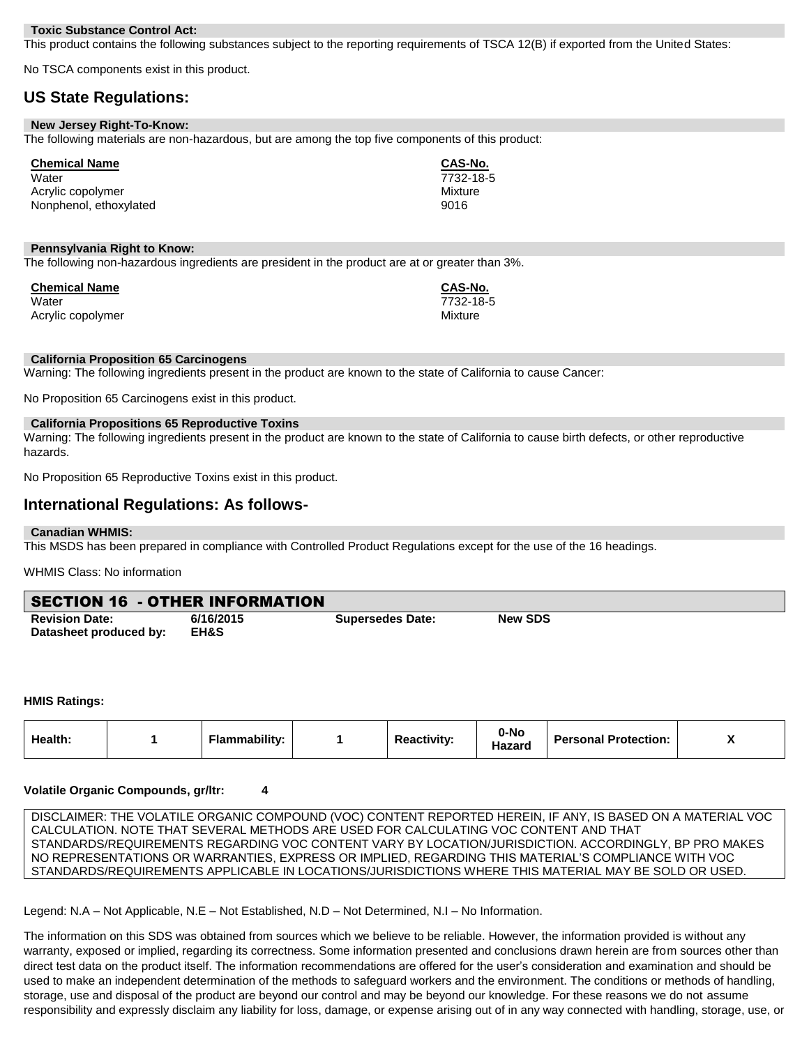**Toxic Substance Control Act:**

This product contains the following substances subject to the reporting requirements of TSCA 12(B) if exported from the United States:

No TSCA components exist in this product.

## US State Regulations:

**New Jersey Right-To-Know:**

The following materials are non-hazardous, but are among the top five components of this product:

| Chemical Name | CAS-No. |
|---|---|
| Water | 7732-18-5 |
| Acrylic copolymer | Mixture |
| Nonphenol, ethoxylated | 9016 |

**Pennsylvania Right to Know:**

The following non-hazardous ingredients are president in the product are at or greater than 3%.

| Chemical Name | CAS-No. |
|---|---|
| Water | 7732-18-5 |
| Acrylic copolymer | Mixture |

**California Proposition 65 Carcinogens**

Warning: The following ingredients present in the product are known to the state of California to cause Cancer:

No Proposition 65 Carcinogens exist in this product.

**California Propositions 65 Reproductive Toxins**

Warning: The following ingredients present in the product are known to the state of California to cause birth defects, or other reproductive hazards.

No Proposition 65 Reproductive Toxins exist in this product.

## International Regulations: As follows-

**Canadian WHMIS:**

This MSDS has been prepared in compliance with Controlled Product Regulations except for the use of the 16 headings.

WHMIS Class: No information

## SECTION 16 - OTHER INFORMATION

| | | | |
|---|---|---|---|
| **Revision Date:** | **6/16/2015** | **Supersedes Date:** | **New SDS** |
| **Datasheet produced by:** | **EH&S** | | |

**HMIS Ratings:**

| Health: | 1 | Flammability: | 1 | Reactivity: | 0-No Hazard | Personal Protection: | X |
|---|---|---|---|---|---|---|---|

**Volatile Organic Compounds, gr/ltr:** **4**

DISCLAIMER: THE VOLATILE ORGANIC COMPOUND (VOC) CONTENT REPORTED HEREIN, IF ANY, IS BASED ON A MATERIAL VOC CALCULATION. NOTE THAT SEVERAL METHODS ARE USED FOR CALCULATING VOC CONTENT AND THAT STANDARDS/REQUIREMENTS REGARDING VOC CONTENT VARY BY LOCATION/JURISDICTION. ACCORDINGLY, BP PRO MAKES NO REPRESENTATIONS OR WARRANTIES, EXPRESS OR IMPLIED, REGARDING THIS MATERIAL'S COMPLIANCE WITH VOC STANDARDS/REQUIREMENTS APPLICABLE IN LOCATIONS/JURISDICTIONS WHERE THIS MATERIAL MAY BE SOLD OR USED.

Legend: N.A – Not Applicable, N.E – Not Established, N.D – Not Determined, N.I – No Information.

The information on this SDS was obtained from sources which we believe to be reliable. However, the information provided is without any warranty, exposed or implied, regarding its correctness. Some information presented and conclusions drawn herein are from sources other than direct test data on the product itself. The information recommendations are offered for the user's consideration and examination and should be used to make an independent determination of the methods to safeguard workers and the environment. The conditions or methods of handling, storage, use and disposal of the product are beyond our control and may be beyond our knowledge. For these reasons we do not assume responsibility and expressly disclaim any liability for loss, damage, or expense arising out of in any way connected with handling, storage, use, or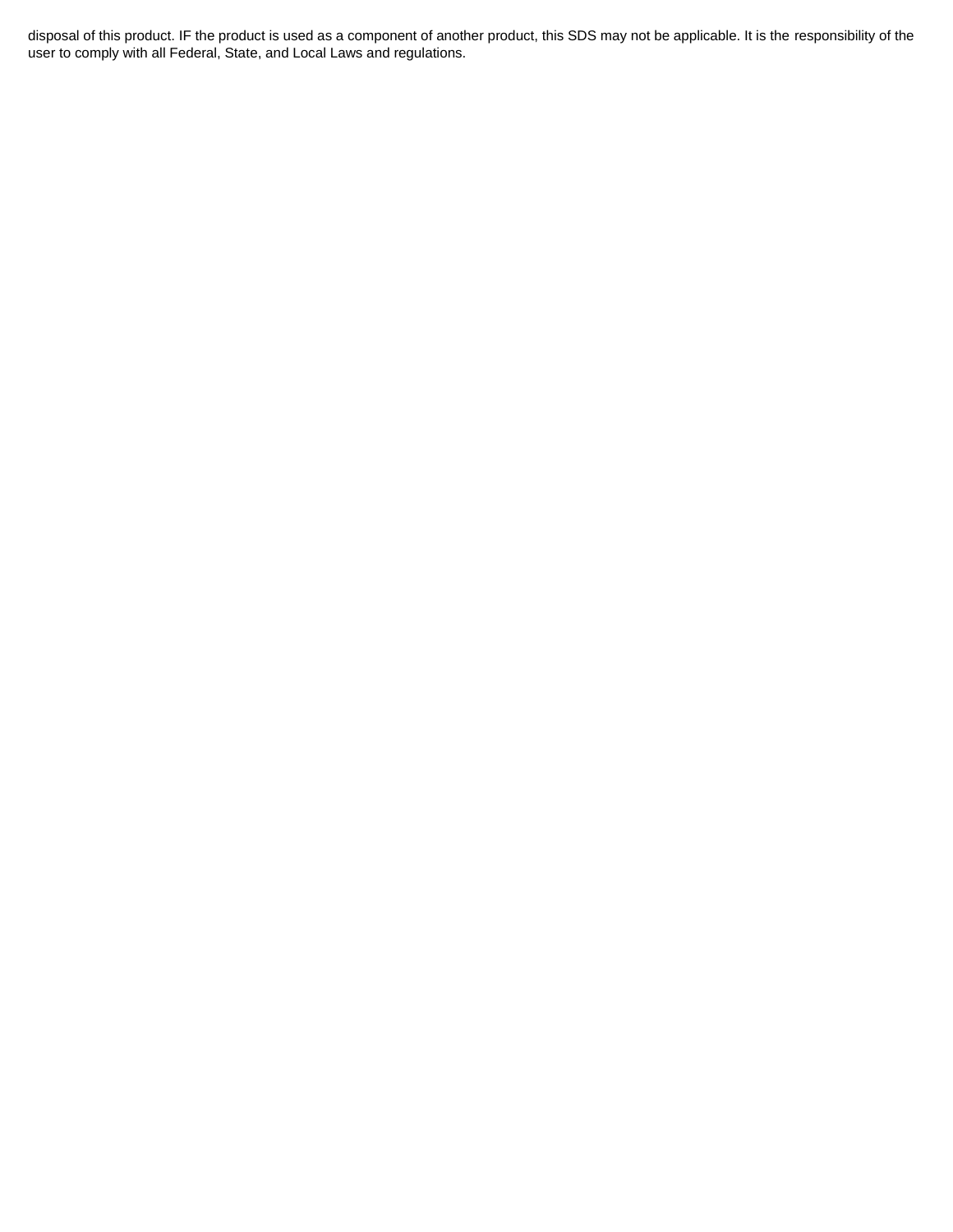disposal of this product. IF the product is used as a component of another product, this SDS may not be applicable. It is the responsibility of the user to comply with all Federal, State, and Local Laws and regulations.